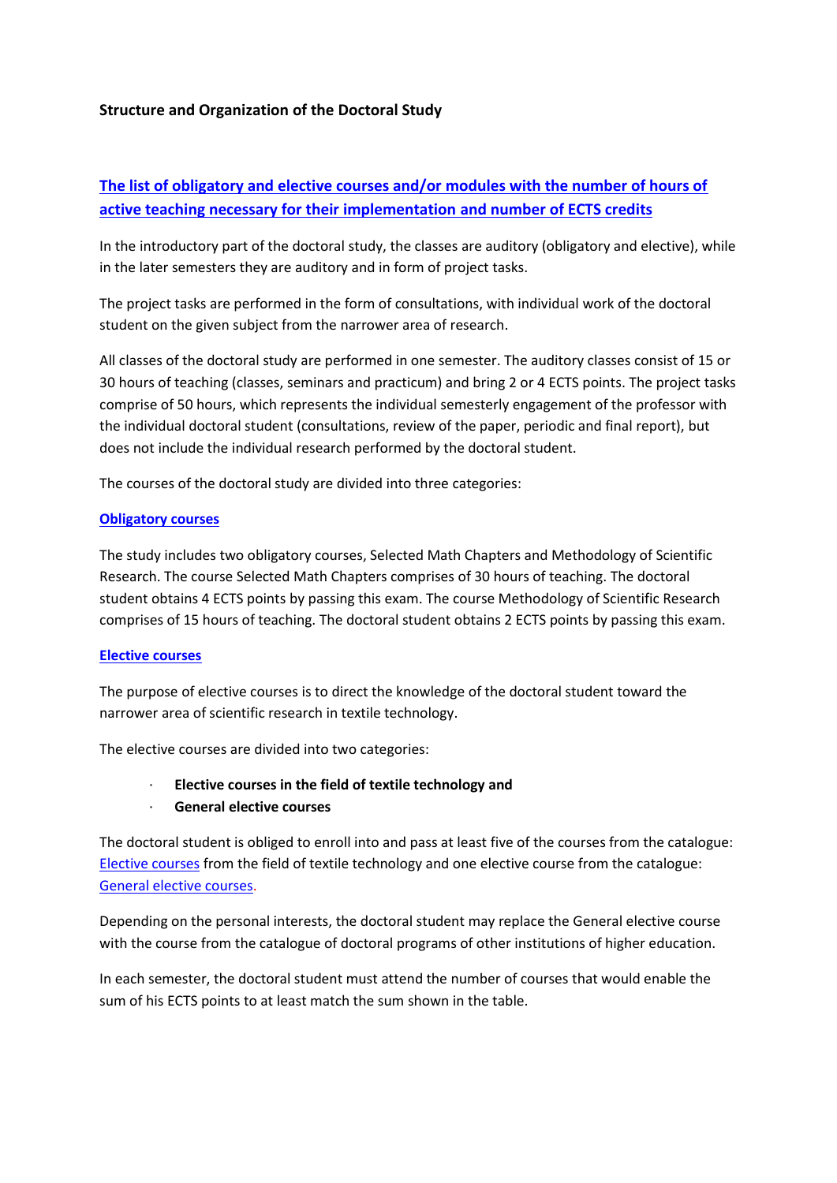**Structure and Organization of the Doctoral Study**

## The list of obligatory and elective courses and/or modules with the number of hours of active teaching necessary for their implementation and number of ECTS credits

In the introductory part of the doctoral study, the classes are auditory (obligatory and elective), while in the later semesters they are auditory and in form of project tasks.

The project tasks are performed in the form of consultations, with individual work of the doctoral student on the given subject from the narrower area of research.

All classes of the doctoral study are performed in one semester. The auditory classes consist of 15 or 30 hours of teaching (classes, seminars and practicum) and bring 2 or 4 ECTS points. The project tasks comprise of 50 hours, which represents the individual semesterly engagement of the professor with the individual doctoral student (consultations, review of the paper, periodic and final report), but does not include the individual research performed by the doctoral student.

The courses of the doctoral study are divided into three categories:

### Obligatory courses

The study includes two obligatory courses, Selected Math Chapters and Methodology of Scientific Research. The course Selected Math Chapters comprises of 30 hours of teaching. The doctoral student obtains 4 ECTS points by passing this exam. The course Methodology of Scientific Research comprises of 15 hours of teaching. The doctoral student obtains 2 ECTS points by passing this exam.

### Elective courses

The purpose of elective courses is to direct the knowledge of the doctoral student toward the narrower area of scientific research in textile technology.

The elective courses are divided into two categories:

- **Elective courses in the field of textile technology and**
- **General elective courses**

The doctoral student is obliged to enroll into and pass at least five of the courses from the catalogue: Elective courses from the field of textile technology and one elective course from the catalogue: General elective courses.

Depending on the personal interests, the doctoral student may replace the General elective course with the course from the catalogue of doctoral programs of other institutions of higher education.

In each semester, the doctoral student must attend the number of courses that would enable the sum of his ECTS points to at least match the sum shown in the table.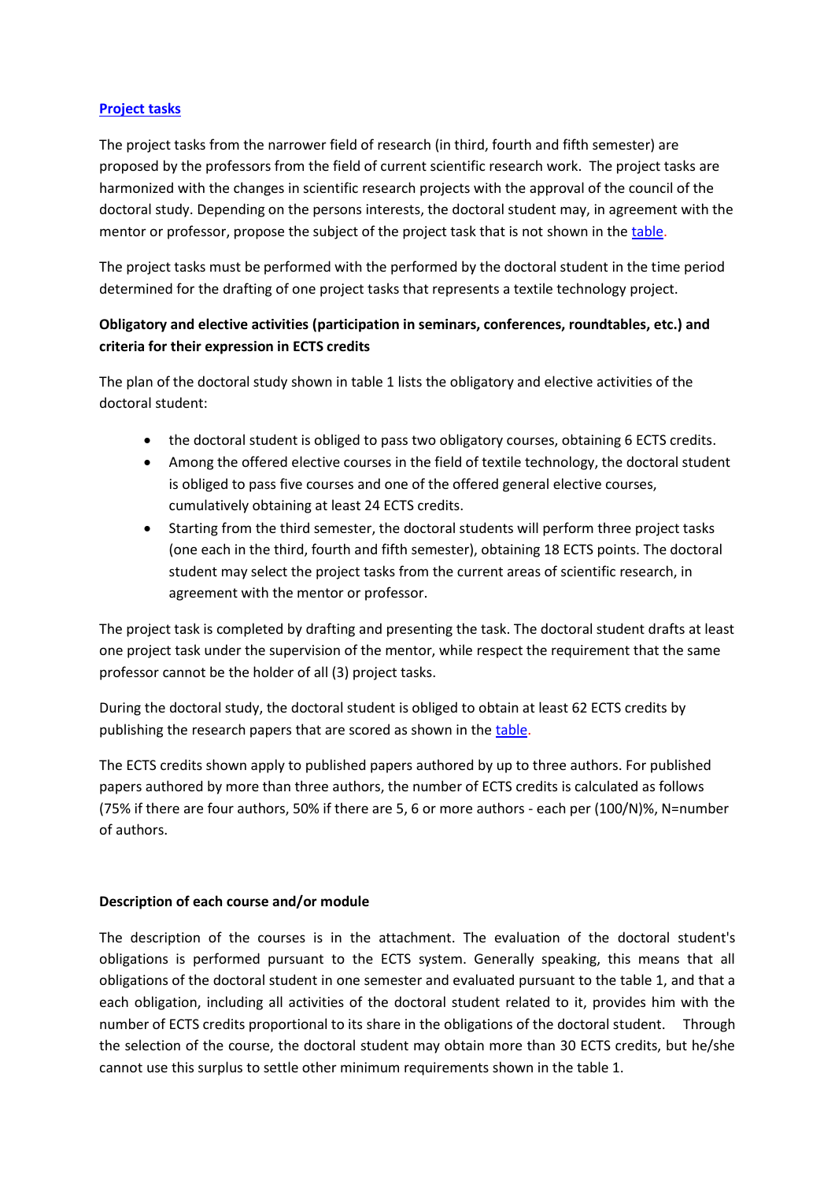**[Project tasks]()**

The project tasks from the narrower field of research (in third, fourth and fifth semester) are proposed by the professors from the field of current scientific research work. The project tasks are harmonized with the changes in scientific research projects with the approval of the council of the doctoral study. Depending on the persons interests, the doctoral student may, in agreement with the mentor or professor, propose the subject of the project task that is not shown in the [table]().

The project tasks must be performed with the performed by the doctoral student in the time period determined for the drafting of one project tasks that represents a textile technology project.

**Obligatory and elective activities (participation in seminars, conferences, roundtables, etc.) and criteria for their expression in ECTS credits**

The plan of the doctoral study shown in table 1 lists the obligatory and elective activities of the doctoral student:

- the doctoral student is obliged to pass two obligatory courses, obtaining 6 ECTS credits.
- Among the offered elective courses in the field of textile technology, the doctoral student is obliged to pass five courses and one of the offered general elective courses, cumulatively obtaining at least 24 ECTS credits.
- Starting from the third semester, the doctoral students will perform three project tasks (one each in the third, fourth and fifth semester), obtaining 18 ECTS points. The doctoral student may select the project tasks from the current areas of scientific research, in agreement with the mentor or professor.

The project task is completed by drafting and presenting the task. The doctoral student drafts at least one project task under the supervision of the mentor, while respect the requirement that the same professor cannot be the holder of all (3) project tasks.

During the doctoral study, the doctoral student is obliged to obtain at least 62 ECTS credits by publishing the research papers that are scored as shown in the [table]().

The ECTS credits shown apply to published papers authored by up to three authors. For published papers authored by more than three authors, the number of ECTS credits is calculated as follows (75% if there are four authors, 50% if there are 5, 6 or more authors - each per (100/N)%, N=number of authors.

**Description of each course and/or module**

The description of the courses is in the attachment. The evaluation of the doctoral student's obligations is performed pursuant to the ECTS system. Generally speaking, this means that all obligations of the doctoral student in one semester and evaluated pursuant to the table 1, and that a each obligation, including all activities of the doctoral student related to it, provides him with the number of ECTS credits proportional to its share in the obligations of the doctoral student. Through the selection of the course, the doctoral student may obtain more than 30 ECTS credits, but he/she cannot use this surplus to settle other minimum requirements shown in the table 1.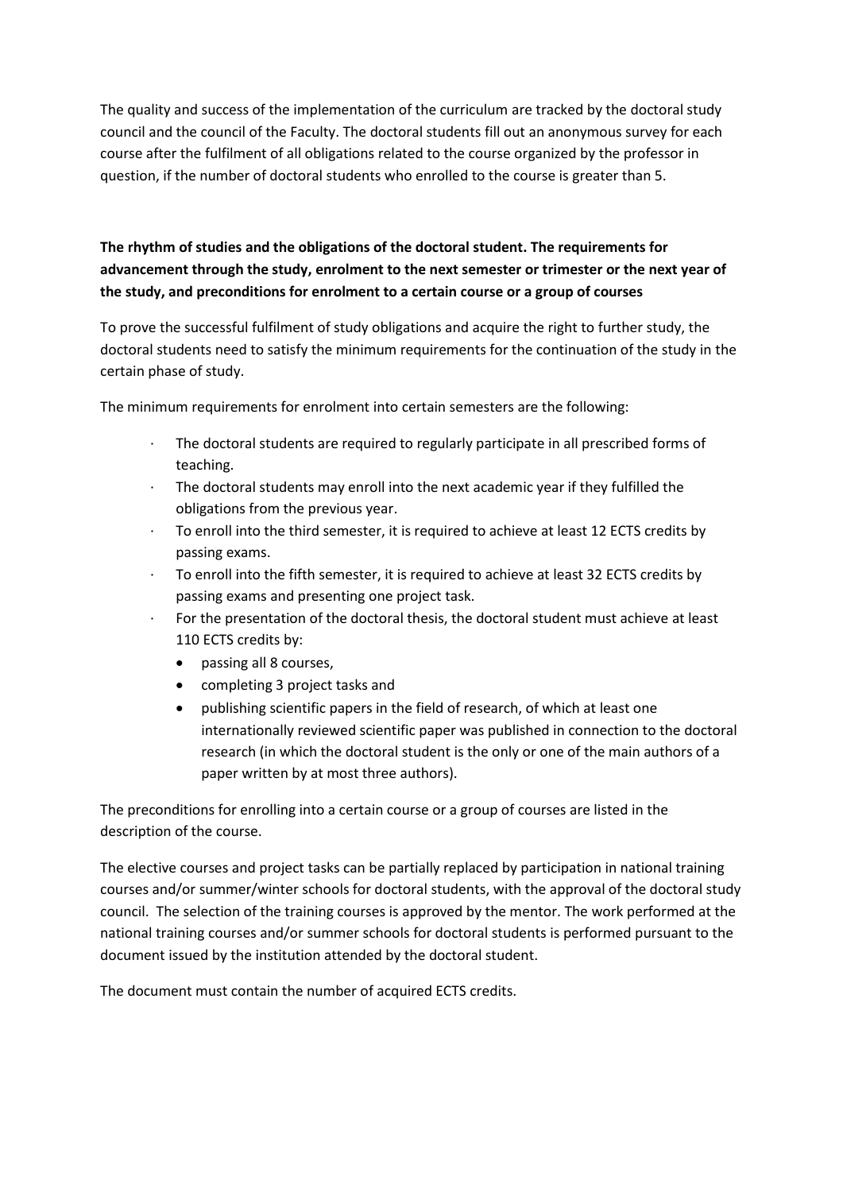The quality and success of the implementation of the curriculum are tracked by the doctoral study council and the council of the Faculty. The doctoral students fill out an anonymous survey for each course after the fulfilment of all obligations related to the course organized by the professor in question, if the number of doctoral students who enrolled to the course is greater than 5.

**The rhythm of studies and the obligations of the doctoral student. The requirements for advancement through the study, enrolment to the next semester or trimester or the next year of the study, and preconditions for enrolment to a certain course or a group of courses**

To prove the successful fulfilment of study obligations and acquire the right to further study, the doctoral students need to satisfy the minimum requirements for the continuation of the study in the certain phase of study.

The minimum requirements for enrolment into certain semesters are the following:

- The doctoral students are required to regularly participate in all prescribed forms of teaching.
- The doctoral students may enroll into the next academic year if they fulfilled the obligations from the previous year.
- To enroll into the third semester, it is required to achieve at least 12 ECTS credits by passing exams.
- To enroll into the fifth semester, it is required to achieve at least 32 ECTS credits by passing exams and presenting one project task.
- For the presentation of the doctoral thesis, the doctoral student must achieve at least 110 ECTS credits by:
    - passing all 8 courses,
    - completing 3 project tasks and
    - publishing scientific papers in the field of research, of which at least one internationally reviewed scientific paper was published in connection to the doctoral research (in which the doctoral student is the only or one of the main authors of a paper written by at most three authors).

The preconditions for enrolling into a certain course or a group of courses are listed in the description of the course.

The elective courses and project tasks can be partially replaced by participation in national training courses and/or summer/winter schools for doctoral students, with the approval of the doctoral study council. The selection of the training courses is approved by the mentor. The work performed at the national training courses and/or summer schools for doctoral students is performed pursuant to the document issued by the institution attended by the doctoral student.

The document must contain the number of acquired ECTS credits.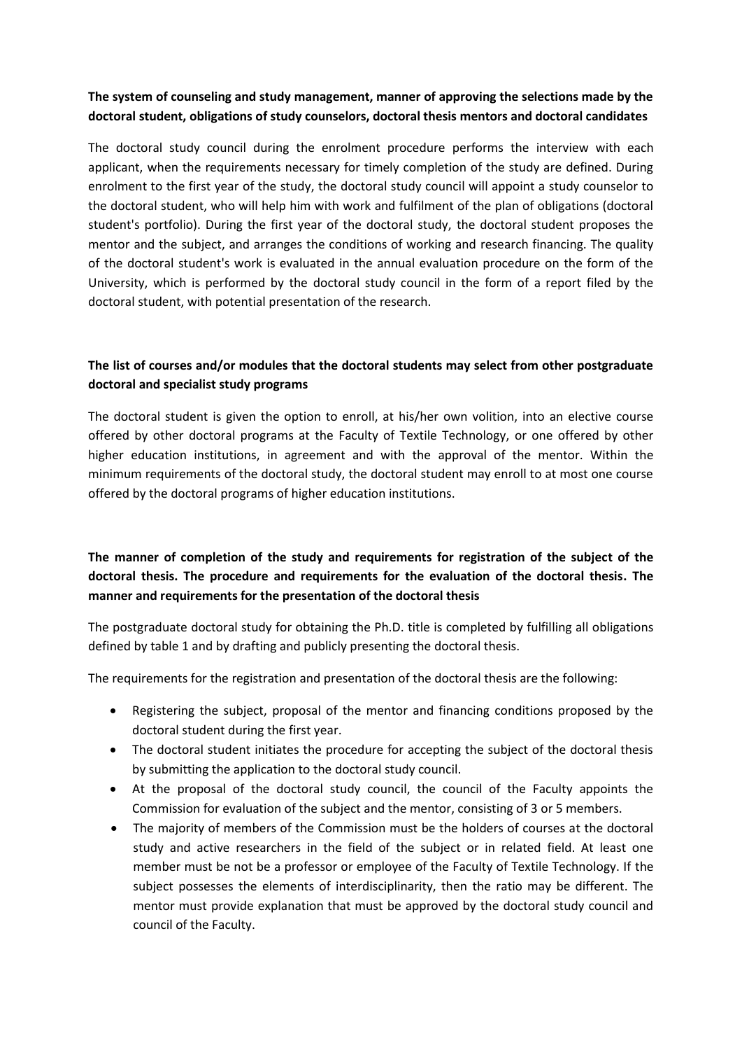**The system of counseling and study management, manner of approving the selections made by the doctoral student, obligations of study counselors, doctoral thesis mentors and doctoral candidates**

The doctoral study council during the enrolment procedure performs the interview with each applicant, when the requirements necessary for timely completion of the study are defined. During enrolment to the first year of the study, the doctoral study council will appoint a study counselor to the doctoral student, who will help him with work and fulfilment of the plan of obligations (doctoral student's portfolio). During the first year of the doctoral study, the doctoral student proposes the mentor and the subject, and arranges the conditions of working and research financing. The quality of the doctoral student's work is evaluated in the annual evaluation procedure on the form of the University, which is performed by the doctoral study council in the form of a report filed by the doctoral student, with potential presentation of the research.

**The list of courses and/or modules that the doctoral students may select from other postgraduate doctoral and specialist study programs**

The doctoral student is given the option to enroll, at his/her own volition, into an elective course offered by other doctoral programs at the Faculty of Textile Technology, or one offered by other higher education institutions, in agreement and with the approval of the mentor. Within the minimum requirements of the doctoral study, the doctoral student may enroll to at most one course offered by the doctoral programs of higher education institutions.

**The manner of completion of the study and requirements for registration of the subject of the doctoral thesis. The procedure and requirements for the evaluation of the doctoral thesis. The manner and requirements for the presentation of the doctoral thesis**

The postgraduate doctoral study for obtaining the Ph.D. title is completed by fulfilling all obligations defined by table 1 and by drafting and publicly presenting the doctoral thesis.

The requirements for the registration and presentation of the doctoral thesis are the following:

- Registering the subject, proposal of the mentor and financing conditions proposed by the doctoral student during the first year.
- The doctoral student initiates the procedure for accepting the subject of the doctoral thesis by submitting the application to the doctoral study council.
- At the proposal of the doctoral study council, the council of the Faculty appoints the Commission for evaluation of the subject and the mentor, consisting of 3 or 5 members.
- The majority of members of the Commission must be the holders of courses at the doctoral study and active researchers in the field of the subject or in related field. At least one member must be not be a professor or employee of the Faculty of Textile Technology. If the subject possesses the elements of interdisciplinarity, then the ratio may be different. The mentor must provide explanation that must be approved by the doctoral study council and council of the Faculty.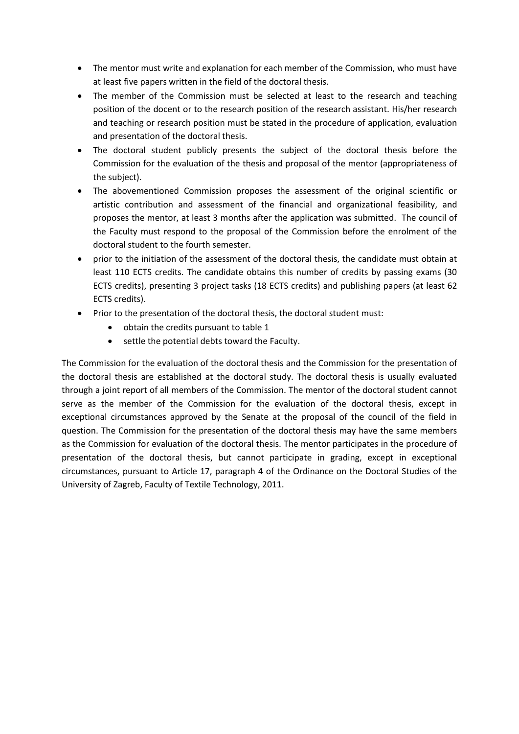- The mentor must write and explanation for each member of the Commission, who must have at least five papers written in the field of the doctoral thesis.
- The member of the Commission must be selected at least to the research and teaching position of the docent or to the research position of the research assistant. His/her research and teaching or research position must be stated in the procedure of application, evaluation and presentation of the doctoral thesis.
- The doctoral student publicly presents the subject of the doctoral thesis before the Commission for the evaluation of the thesis and proposal of the mentor (appropriateness of the subject).
- The abovementioned Commission proposes the assessment of the original scientific or artistic contribution and assessment of the financial and organizational feasibility, and proposes the mentor, at least 3 months after the application was submitted. The council of the Faculty must respond to the proposal of the Commission before the enrolment of the doctoral student to the fourth semester.
- prior to the initiation of the assessment of the doctoral thesis, the candidate must obtain at least 110 ECTS credits. The candidate obtains this number of credits by passing exams (30 ECTS credits), presenting 3 project tasks (18 ECTS credits) and publishing papers (at least 62 ECTS credits).
- Prior to the presentation of the doctoral thesis, the doctoral student must:
  - obtain the credits pursuant to table 1
  - settle the potential debts toward the Faculty.

The Commission for the evaluation of the doctoral thesis and the Commission for the presentation of the doctoral thesis are established at the doctoral study. The doctoral thesis is usually evaluated through a joint report of all members of the Commission. The mentor of the doctoral student cannot serve as the member of the Commission for the evaluation of the doctoral thesis, except in exceptional circumstances approved by the Senate at the proposal of the council of the field in question. The Commission for the presentation of the doctoral thesis may have the same members as the Commission for evaluation of the doctoral thesis. The mentor participates in the procedure of presentation of the doctoral thesis, but cannot participate in grading, except in exceptional circumstances, pursuant to Article 17, paragraph 4 of the Ordinance on the Doctoral Studies of the University of Zagreb, Faculty of Textile Technology, 2011.